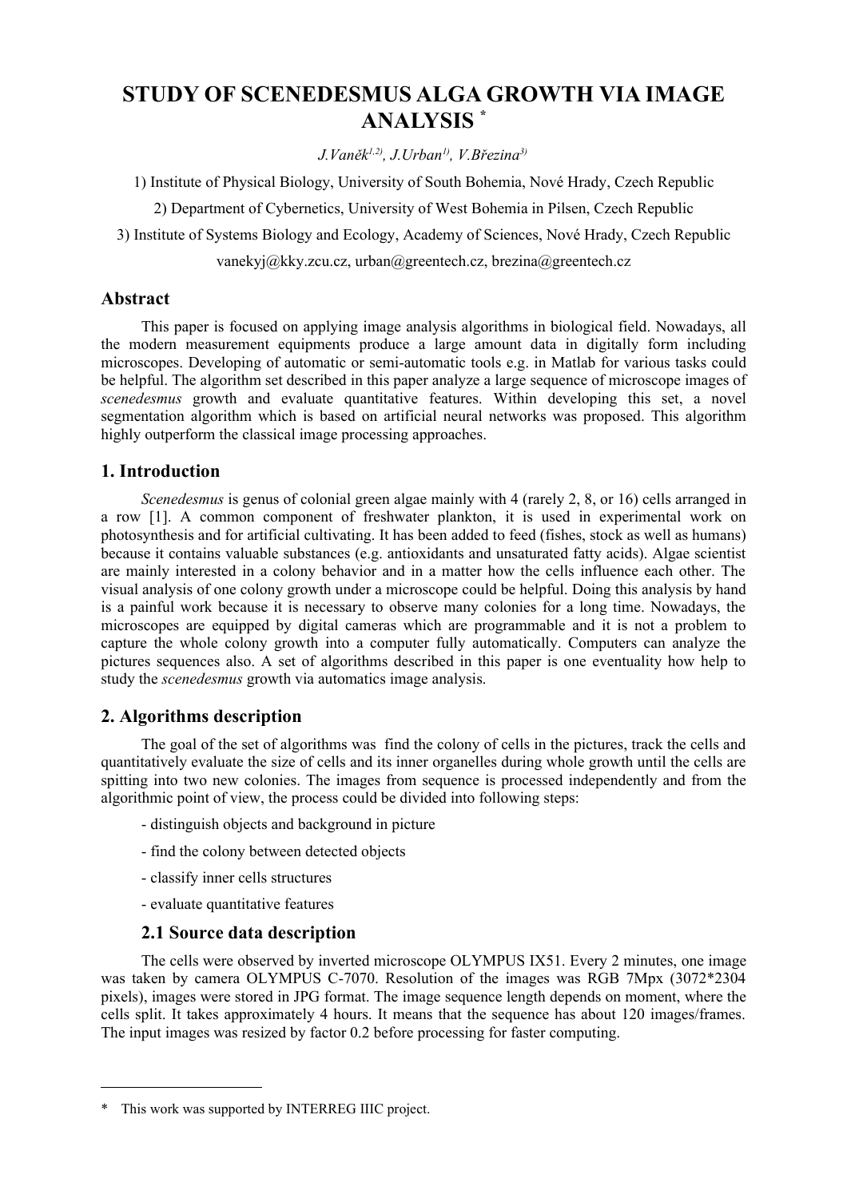# STUDY OF SCENEDESMUS ALGA GROWTH VIA IMAGE ANALYSIS *

*J.Vaněk[1,2], J.Urban[1], V.Březina[3]*

1) Institute of Physical Biology, University of South Bohemia, Nové Hrady, Czech Republic

2) Department of Cybernetics, University of West Bohemia in Pilsen, Czech Republic

3) Institute of Systems Biology and Ecology, Academy of Sciences, Nové Hrady, Czech Republic

vanekyj@kky.zcu.cz, urban@greentech.cz, brezina@greentech.cz

## Abstract

This paper is focused on applying image analysis algorithms in biological field. Nowadays, all the modern measurement equipments produce a large amount data in digitally form including microscopes. Developing of automatic or semi-automatic tools e.g. in Matlab for various tasks could be helpful. The algorithm set described in this paper analyze a large sequence of microscope images of *scenedesmus* growth and evaluate quantitative features. Within developing this set, a novel segmentation algorithm which is based on artificial neural networks was proposed. This algorithm highly outperform the classical image processing approaches.

## 1. Introduction

*Scenedesmus* is genus of colonial green algae mainly with 4 (rarely 2, 8, or 16) cells arranged in a row [1]. A common component of freshwater plankton, it is used in experimental work on photosynthesis and for artificial cultivating. It has been added to feed (fishes, stock as well as humans) because it contains valuable substances (e.g. antioxidants and unsaturated fatty acids). Algae scientist are mainly interested in a colony behavior and in a matter how the cells influence each other. The visual analysis of one colony growth under a microscope could be helpful. Doing this analysis by hand is a painful work because it is necessary to observe many colonies for a long time. Nowadays, the microscopes are equipped by digital cameras which are programmable and it is not a problem to capture the whole colony growth into a computer fully automatically. Computers can analyze the pictures sequences also. A set of algorithms described in this paper is one eventuality how help to study the *scenedesmus* growth via automatics image analysis.

## 2. Algorithms description

The goal of the set of algorithms was find the colony of cells in the pictures, track the cells and quantitatively evaluate the size of cells and its inner organelles during whole growth until the cells are spitting into two new colonies. The images from sequence is processed independently and from the algorithmic point of view, the process could be divided into following steps:

- distinguish objects and background in picture
- find the colony between detected objects
- classify inner cells structures
- evaluate quantitative features

### 2.1 Source data description

The cells were observed by inverted microscope OLYMPUS IX51. Every 2 minutes, one image was taken by camera OLYMPUS C-7070. Resolution of the images was RGB 7Mpx (3072*2304 pixels), images were stored in JPG format. The image sequence length depends on moment, where the cells split. It takes approximately 4 hours. It means that the sequence has about 120 images/frames. The input images was resized by factor 0.2 before processing for faster computing.

---

* This work was supported by INTERREG IIIC project.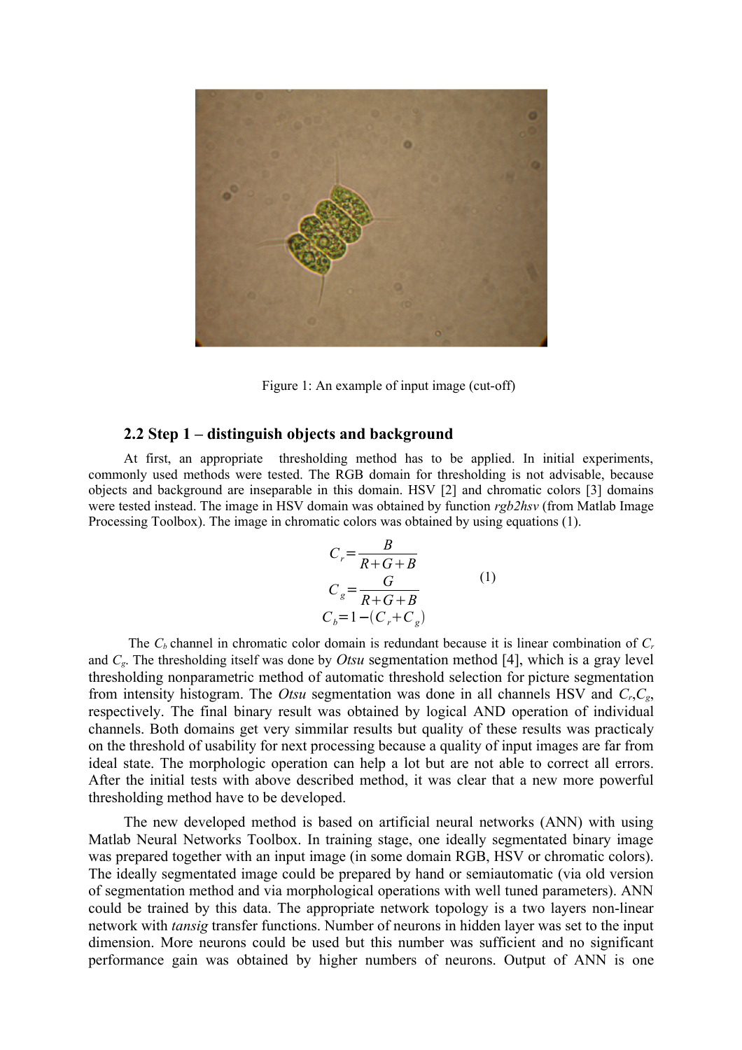Figure 1: An example of input image (cut-off)

### 2.2 Step 1 – distinguish objects and background

At first, an appropriate thresholding method has to be applied. In initial experiments, commonly used methods were tested. The RGB domain for thresholding is not advisable, because objects and background are inseparable in this domain. HSV [2] and chromatic colors [3] domains were tested instead. The image in HSV domain was obtained by function *rgb2hsv* (from Matlab Image Processing Toolbox). The image in chromatic colors was obtained by using equations (1).

$$C_r = \frac{B}{R+G+B}$$
$$C_g = \frac{G}{R+G+B} \qquad (1)$$
$$C_b = 1-(C_r+C_g)$$

The $C_b$ channel in chromatic color domain is redundant because it is linear combination of $C_r$ and $C_g$. The thresholding itself was done by *Otsu* segmentation method [4], which is a gray level thresholding nonparametric method of automatic threshold selection for picture segmentation from intensity histogram. The *Otsu* segmentation was done in all channels HSV and $C_r$,$C_g$, respectively. The final binary result was obtained by logical AND operation of individual channels. Both domains get very simmilar results but quality of these results was practicaly on the threshold of usability for next processing because a quality of input images are far from ideal state. The morphologic operation can help a lot but are not able to correct all errors. After the initial tests with above described method, it was clear that a new more powerful thresholding method have to be developed.

The new developed method is based on artificial neural networks (ANN) with using Matlab Neural Networks Toolbox. In training stage, one ideally segmentated binary image was prepared together with an input image (in some domain RGB, HSV or chromatic colors). The ideally segmentated image could be prepared by hand or semiautomatic (via old version of segmentation method and via morphological operations with well tuned parameters). ANN could be trained by this data. The appropriate network topology is a two layers non-linear network with *tansig* transfer functions. Number of neurons in hidden layer was set to the input dimension. More neurons could be used but this number was sufficient and no significant performance gain was obtained by higher numbers of neurons. Output of ANN is one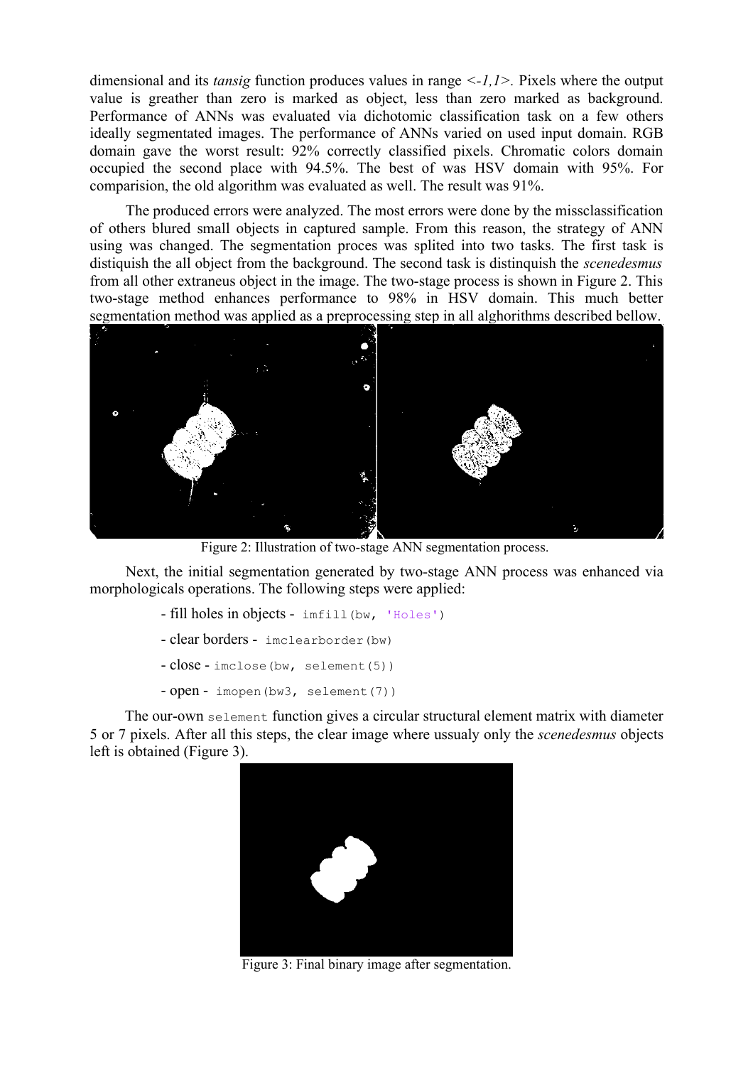dimensional and its *tansig* function produces values in range *<-1,1>*. Pixels where the output value is greather than zero is marked as object, less than zero marked as background. Performance of ANNs was evaluated via dichotomic classification task on a few others ideally segmentated images. The performance of ANNs varied on used input domain. RGB domain gave the worst result: 92% correctly classified pixels. Chromatic colors domain occupied the second place with 94.5%. The best of was HSV domain with 95%. For comparision, the old algorithm was evaluated as well. The result was 91%.

The produced errors were analyzed. The most errors were done by the missclassification of others blured small objects in captured sample. From this reason, the strategy of ANN using was changed. The segmentation proces was splited into two tasks. The first task is distiquish the all object from the background. The second task is distinquish the *scenedesmus* from all other extraneus object in the image. The two-stage process is shown in Figure 2. This two-stage method enhances performance to 98% in HSV domain. This much better segmentation method was applied as a preprocessing step in all alghorithms described bellow.

Figure 2: Illustration of two-stage ANN segmentation process.

Next, the initial segmentation generated by two-stage ANN process was enhanced via morphologicals operations. The following steps were applied:

- fill holes in objects - `imfill(bw, 'Holes')`
- clear borders - `imclearborder(bw)`
- close - `imclose(bw, selement(5))`
- open - `imopen(bw3, selement(7))`

The our-own `selement` function gives a circular structural element matrix with diameter 5 or 7 pixels. After all this steps, the clear image where ussualy only the *scenedesmus* objects left is obtained (Figure 3).

Figure 3: Final binary image after segmentation.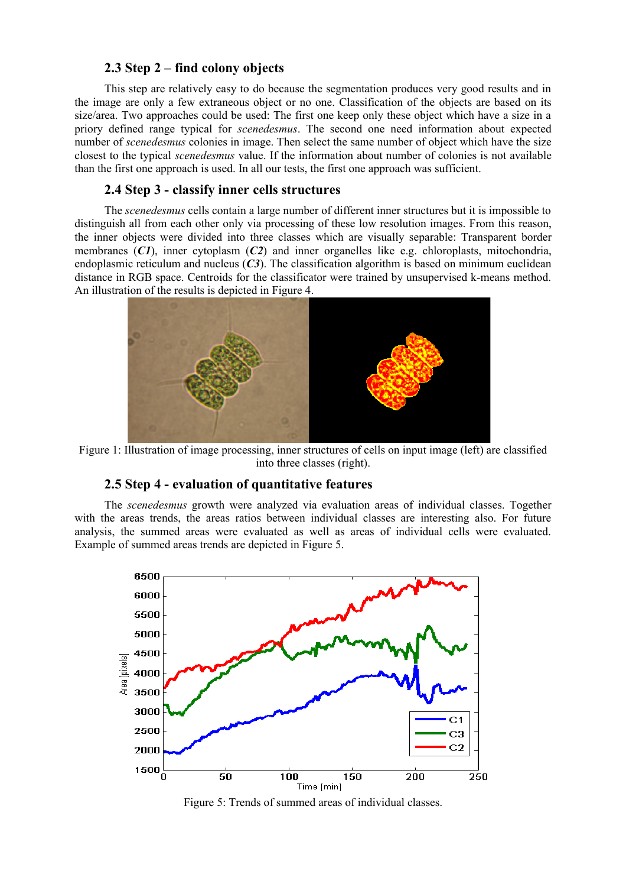### 2.3 Step 2 – find colony objects

This step are relatively easy to do because the segmentation produces very good results and in the image are only a few extraneous object or no one. Classification of the objects are based on its size/area. Two approaches could be used: The first one keep only these object which have a size in a priory defined range typical for *scenedesmus*. The second one need information about expected number of *scenedesmus* colonies in image. Then select the same number of object which have the size closest to the typical *scenedesmus* value. If the information about number of colonies is not available than the first one approach is used. In all our tests, the first one approach was sufficient.

### 2.4 Step 3 - classify inner cells structures

The *scenedesmus* cells contain a large number of different inner structures but it is impossible to distinguish all from each other only via processing of these low resolution images. From this reason, the inner objects were divided into three classes which are visually separable: Transparent border membranes (***C1***), inner cytoplasm (***C2***) and inner organelles like e.g. chloroplasts, mitochondria, endoplasmic reticulum and nucleus (***C3***). The classification algorithm is based on minimum euclidean distance in RGB space. Centroids for the classificator were trained by unsupervised k-means method. An illustration of the results is depicted in Figure 4.

Figure 1: Illustration of image processing, inner structures of cells on input image (left) are classified into three classes (right).

### 2.5 Step 4 - evaluation of quantitative features

The *scenedesmus* growth were analyzed via evaluation areas of individual classes. Together with the areas trends, the areas ratios between individual classes are interesting also. For future analysis, the summed areas were evaluated as well as areas of individual cells were evaluated. Example of summed areas trends are depicted in Figure 5.

Figure 5: Trends of summed areas of individual classes.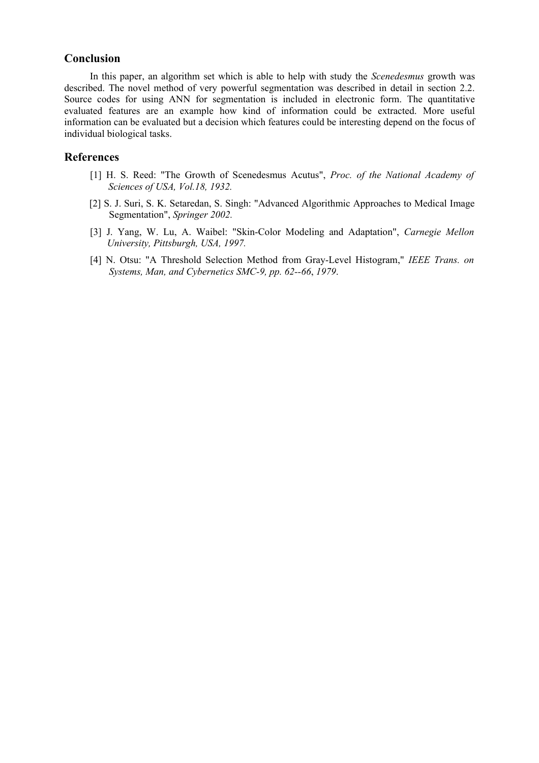## Conclusion

In this paper, an algorithm set which is able to help with study the *Scenedesmus* growth was described. The novel method of very powerful segmentation was described in detail in section 2.2. Source codes for using ANN for segmentation is included in electronic form. The quantitative evaluated features are an example how kind of information could be extracted. More useful information can be evaluated but a decision which features could be interesting depend on the focus of individual biological tasks.

## References

[1] H. S. Reed: "The Growth of Scenedesmus Acutus", *Proc. of the National Academy of Sciences of USA, Vol.18, 1932.*

[2] S. J. Suri, S. K. Setaredan, S. Singh: "Advanced Algorithmic Approaches to Medical Image Segmentation", *Springer 2002.*

[3] J. Yang, W. Lu, A. Waibel: "Skin-Color Modeling and Adaptation", *Carnegie Mellon University, Pittsburgh, USA, 1997.*

[4] N. Otsu: "A Threshold Selection Method from Gray-Level Histogram," *IEEE Trans. on Systems, Man, and Cybernetics SMC-9, pp. 62--66*, *1979*.